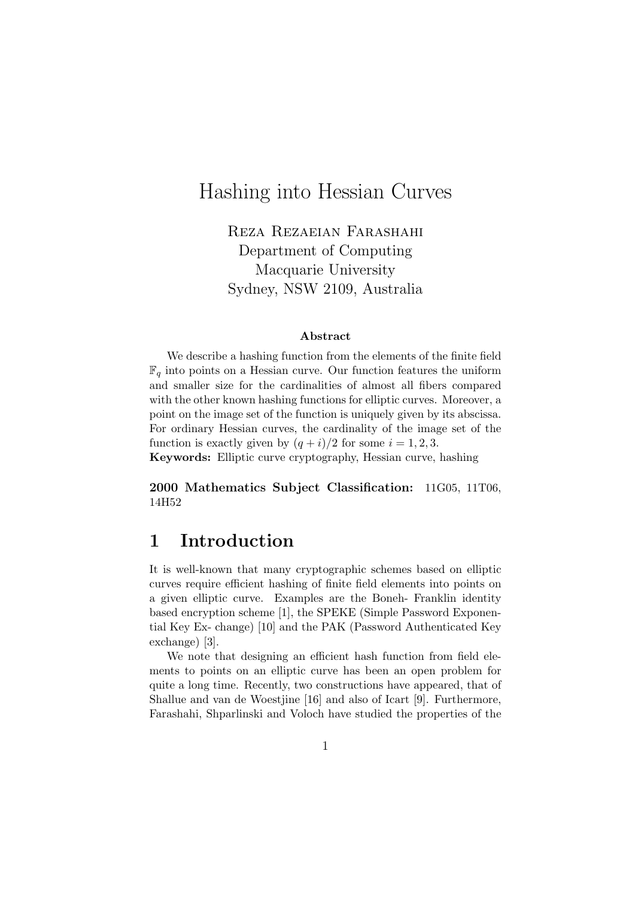# Hashing into Hessian Curves

Reza Rezaeian Farashahi
Department of Computing
Macquarie University
Sydney, NSW 2109, Australia

### Abstract

We describe a hashing function from the elements of the finite field $\mathbb{F}_q$ into points on a Hessian curve. Our function features the uniform and smaller size for the cardinalities of almost all fibers compared with the other known hashing functions for elliptic curves. Moreover, a point on the image set of the function is uniquely given by its abscissa. For ordinary Hessian curves, the cardinality of the image set of the function is exactly given by $(q + i)/2$ for some $i = 1, 2, 3$.

**Keywords:** Elliptic curve cryptography, Hessian curve, hashing

**2000 Mathematics Subject Classification:** 11G05, 11T06, 14H52

## 1 Introduction

It is well-known that many cryptographic schemes based on elliptic curves require efficient hashing of finite field elements into points on a given elliptic curve. Examples are the Boneh- Franklin identity based encryption scheme [1], the SPEKE (Simple Password Exponential Key Ex- change) [10] and the PAK (Password Authenticated Key exchange) [3].

We note that designing an efficient hash function from field elements to points on an elliptic curve has been an open problem for quite a long time. Recently, two constructions have appeared, that of Shallue and van de Woestjine [16] and also of Icart [9]. Furthermore, Farashahi, Shparlinski and Voloch have studied the properties of the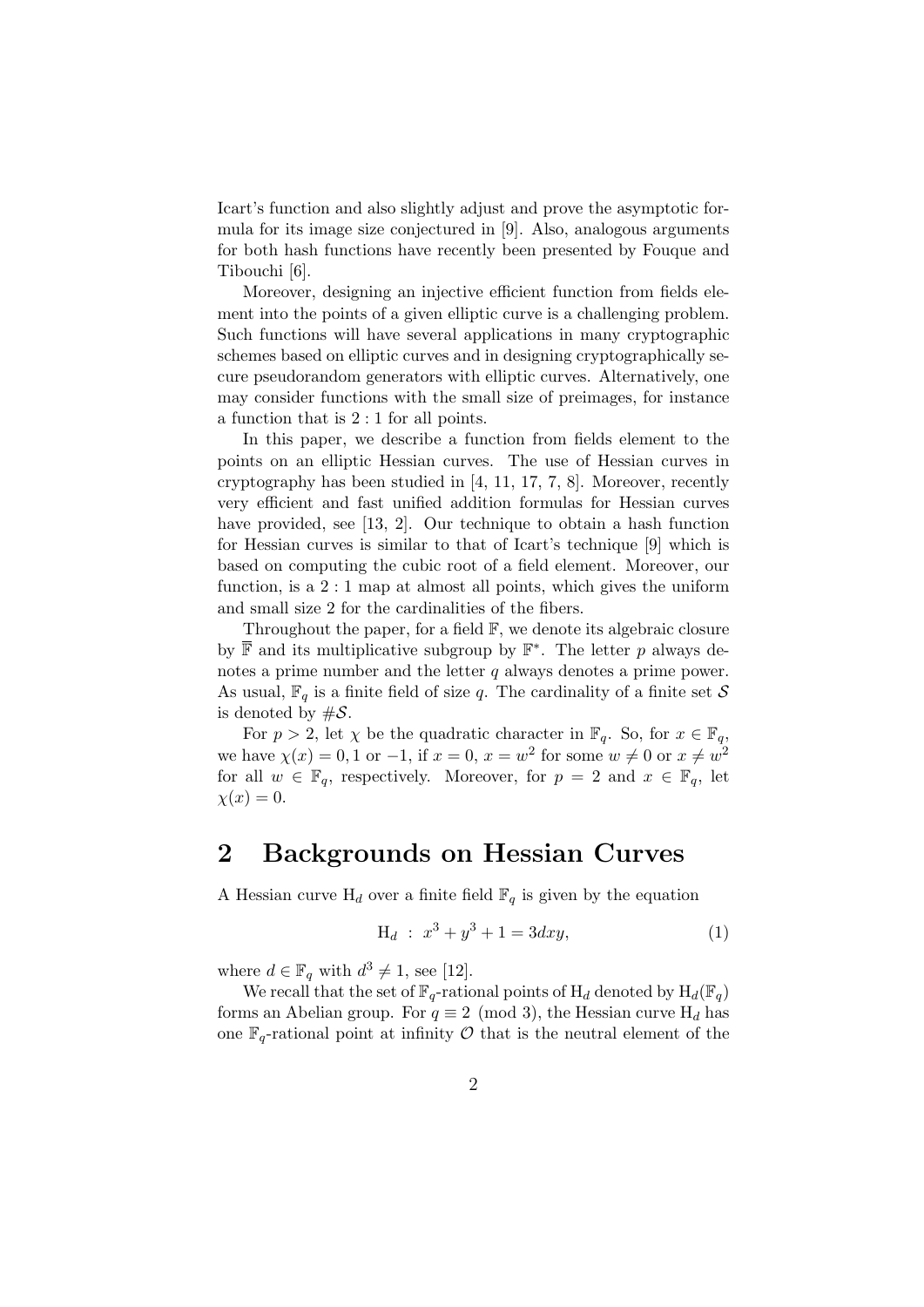Icart's function and also slightly adjust and prove the asymptotic formula for its image size conjectured in [9]. Also, analogous arguments for both hash functions have recently been presented by Fouque and Tibouchi [6].

Moreover, designing an injective efficient function from fields element into the points of a given elliptic curve is a challenging problem. Such functions will have several applications in many cryptographic schemes based on elliptic curves and in designing cryptographically secure pseudorandom generators with elliptic curves. Alternatively, one may consider functions with the small size of preimages, for instance a function that is $2:1$ for all points.

In this paper, we describe a function from fields element to the points on an elliptic Hessian curves. The use of Hessian curves in cryptography has been studied in [4, 11, 17, 7, 8]. Moreover, recently very efficient and fast unified addition formulas for Hessian curves have provided, see [13, 2]. Our technique to obtain a hash function for Hessian curves is similar to that of Icart's technique [9] which is based on computing the cubic root of a field element. Moreover, our function, is a $2:1$ map at almost all points, which gives the uniform and small size 2 for the cardinalities of the fibers.

Throughout the paper, for a field $\mathbb{F}$, we denote its algebraic closure by $\overline{\mathbb{F}}$ and its multiplicative subgroup by $\mathbb{F}^*$. The letter $p$ always denotes a prime number and the letter $q$ always denotes a prime power. As usual, $\mathbb{F}_q$ is a finite field of size $q$. The cardinality of a finite set $\mathcal{S}$ is denoted by $\#\mathcal{S}$.

For $p > 2$, let $\chi$ be the quadratic character in $\mathbb{F}_q$. So, for $x \in \mathbb{F}_q$, we have $\chi(x) = 0, 1$ or $-1$, if $x = 0$, $x = w^2$ for some $w \neq 0$ or $x \neq w^2$ for all $w \in \mathbb{F}_q$, respectively. Moreover, for $p = 2$ and $x \in \mathbb{F}_q$, let $\chi(x) = 0$.

## 2 Backgrounds on Hessian Curves

A Hessian curve $\mathrm{H}_d$ over a finite field $\mathbb{F}_q$ is given by the equation

$$\mathrm{H}_d \;:\; x^3 + y^3 + 1 = 3dxy, \tag{1}$$

where $d \in \mathbb{F}_q$ with $d^3 \neq 1$, see [12].

We recall that the set of $\mathbb{F}_q$-rational points of $\mathrm{H}_d$ denoted by $\mathrm{H}_d(\mathbb{F}_q)$ forms an Abelian group. For $q \equiv 2 \pmod 3$, the Hessian curve $\mathrm{H}_d$ has one $\mathbb{F}_q$-rational point at infinity $\mathcal{O}$ that is the neutral element of the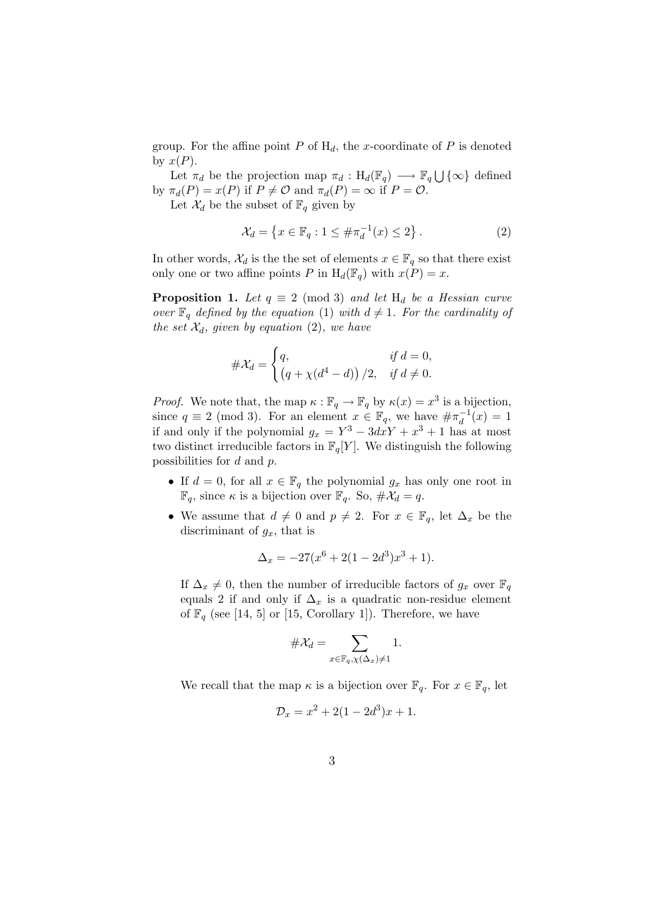group. For the affine point $P$ of $\mathrm{H}_d$, the $x$-coordinate of $P$ is denoted by $x(P)$.

Let $\pi_d$ be the projection map $\pi_d : \mathrm{H}_d(\mathbb{F}_q) \longrightarrow \mathbb{F}_q \bigcup \{\infty\}$ defined by $\pi_d(P) = x(P)$ if $P \neq \mathcal{O}$ and $\pi_d(P) = \infty$ if $P = \mathcal{O}$.

Let $\mathcal{X}_d$ be the subset of $\mathbb{F}_q$ given by

$$\mathcal{X}_d = \left\{ x \in \mathbb{F}_q : 1 \leq \# \pi_d^{-1}(x) \leq 2 \right\}. \tag{2}$$

In other words, $\mathcal{X}_d$ is the the set of elements $x \in \mathbb{F}_q$ so that there exist only one or two affine points $P$ in $\mathrm{H}_d(\mathbb{F}_q)$ with $x(P) = x$.

**Proposition 1.** *Let $q \equiv 2 \pmod 3$ and let $\mathrm{H}_d$ be a Hessian curve over $\mathbb{F}_q$ defined by the equation (1) with $d \neq 1$. For the cardinality of the set $\mathcal{X}_d$, given by equation (2), we have*

$$\#\mathcal{X}_d = \begin{cases} q, & \text{if } d = 0, \\ \left(q + \chi(d^4 - d)\right)/2, & \text{if } d \neq 0. \end{cases}$$

*Proof.* We note that, the map $\kappa : \mathbb{F}_q \to \mathbb{F}_q$ by $\kappa(x) = x^3$ is a bijection, since $q \equiv 2 \pmod 3$. For an element $x \in \mathbb{F}_q$, we have $\#\pi_d^{-1}(x) = 1$ if and only if the polynomial $g_x = Y^3 - 3dxY + x^3 + 1$ has at most two distinct irreducible factors in $\mathbb{F}_q[Y]$. We distinguish the following possibilities for $d$ and $p$.

- If $d = 0$, for all $x \in \mathbb{F}_q$ the polynomial $g_x$ has only one root in $\mathbb{F}_q$, since $\kappa$ is a bijection over $\mathbb{F}_q$. So, $\#\mathcal{X}_d = q$.
- We assume that $d \neq 0$ and $p \neq 2$. For $x \in \mathbb{F}_q$, let $\Delta_x$ be the discriminant of $g_x$, that is

$$\Delta_x = -27(x^6 + 2(1 - 2d^3)x^3 + 1).$$

  If $\Delta_x \neq 0$, then the number of irreducible factors of $g_x$ over $\mathbb{F}_q$ equals 2 if and only if $\Delta_x$ is a quadratic non-residue element of $\mathbb{F}_q$ (see [14, 5] or [15, Corollary 1]). Therefore, we have

$$\#\mathcal{X}_d = \sum_{x \in \mathbb{F}_q, \chi(\Delta_x) \neq 1} 1.$$

  We recall that the map $\kappa$ is a bijection over $\mathbb{F}_q$. For $x \in \mathbb{F}_q$, let

$$\mathcal{D}_x = x^2 + 2(1 - 2d^3)x + 1.$$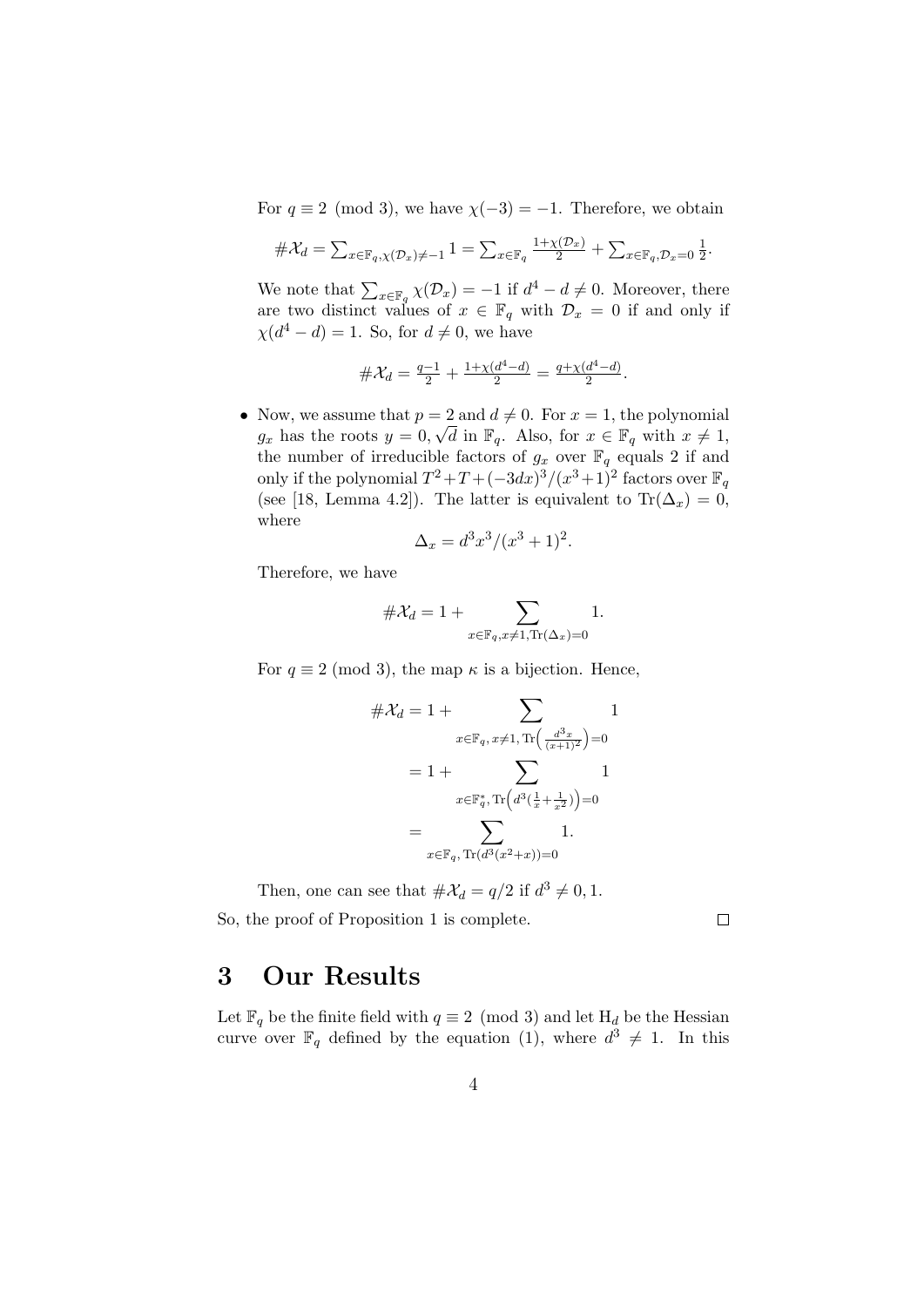For $q \equiv 2 \pmod 3$, we have $\chi(-3) = -1$. Therefore, we obtain

$$\#\mathcal{X}_d = \sum_{x\in\mathbb{F}_q, \chi(\mathcal{D}_x)\neq -1} 1 = \sum_{x\in\mathbb{F}_q} \frac{1+\chi(\mathcal{D}_x)}{2} + \sum_{x\in\mathbb{F}_q, \mathcal{D}_x=0} \frac{1}{2}.$$

We note that $\sum_{x\in\mathbb{F}_q} \chi(\mathcal{D}_x) = -1$ if $d^4 - d \neq 0$. Moreover, there are two distinct values of $x \in \mathbb{F}_q$ with $\mathcal{D}_x = 0$ if and only if $\chi(d^4 - d) = 1$. So, for $d \neq 0$, we have

$$\#\mathcal{X}_d = \frac{q-1}{2} + \frac{1+\chi(d^4-d)}{2} = \frac{q+\chi(d^4-d)}{2}.$$

- Now, we assume that $p = 2$ and $d \neq 0$. For $x = 1$, the polynomial $g_x$ has the roots $y = 0, \sqrt{d}$ in $\mathbb{F}_q$. Also, for $x \in \mathbb{F}_q$ with $x \neq 1$, the number of irreducible factors of $g_x$ over $\mathbb{F}_q$ equals 2 if and only if the polynomial $T^2+T+(-3dx)^3/(x^3+1)^2$ factors over $\mathbb{F}_q$ (see [18, Lemma 4.2]). The latter is equivalent to $\mathrm{Tr}(\Delta_x) = 0$, where

  $$\Delta_x = d^3x^3/(x^3+1)^2.$$

  Therefore, we have

  $$\#\mathcal{X}_d = 1 + \sum_{x\in\mathbb{F}_q, x\neq 1, \mathrm{Tr}(\Delta_x)=0} 1.$$

  For $q \equiv 2 \pmod 3$, the map $\kappa$ is a bijection. Hence,

  $$\begin{aligned}\#\mathcal{X}_d &= 1 + \sum_{x\in\mathbb{F}_q,\, x\neq 1,\, \mathrm{Tr}\left(\frac{d^3x}{(x+1)^2}\right)=0} 1 \\ &= 1 + \sum_{x\in\mathbb{F}_q^*,\, \mathrm{Tr}\left(d^3\left(\frac{1}{x}+\frac{1}{x^2}\right)\right)=0} 1 \\ &= \sum_{x\in\mathbb{F}_q,\, \mathrm{Tr}(d^3(x^2+x))=0} 1.\end{aligned}$$

  Then, one can see that $\#\mathcal{X}_d = q/2$ if $d^3 \neq 0, 1$.

So, the proof of Proposition 1 is complete. □

# 3 Our Results

Let $\mathbb{F}_q$ be the finite field with $q \equiv 2 \pmod 3$ and let $\mathrm{H}_d$ be the Hessian curve over $\mathbb{F}_q$ defined by the equation (1), where $d^3 \neq 1$. In this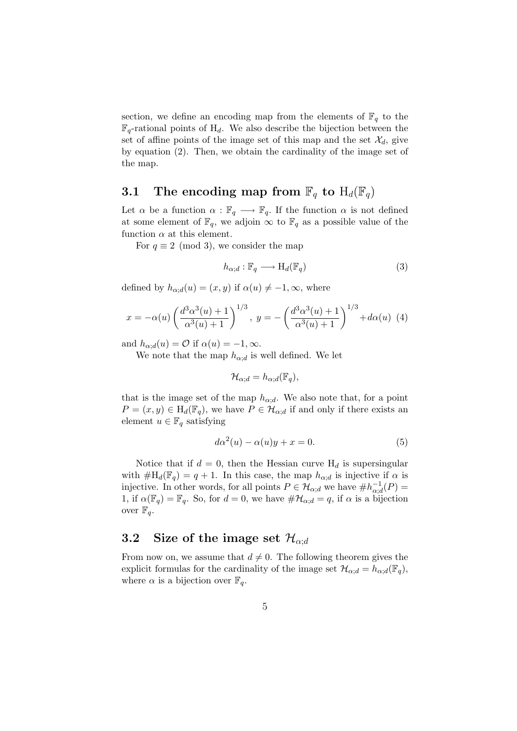section, we define an encoding map from the elements of $\mathbb{F}_q$ to the $\mathbb{F}_q$-rational points of $\mathrm{H}_d$. We also describe the bijection between the set of affine points of the image set of this map and the set $\mathcal{X}_d$, give by equation (2). Then, we obtain the cardinality of the image set of the map.

## 3.1 The encoding map from $\mathbb{F}_q$ to $\mathrm{H}_d(\mathbb{F}_q)$

Let $\alpha$ be a function $\alpha : \mathbb{F}_q \longrightarrow \mathbb{F}_q$. If the function $\alpha$ is not defined at some element of $\mathbb{F}_q$, we adjoin $\infty$ to $\mathbb{F}_q$ as a possible value of the function $\alpha$ at this element.

For $q \equiv 2 \pmod 3$, we consider the map

$$h_{\alpha;d} : \mathbb{F}_q \longrightarrow \mathrm{H}_d(\mathbb{F}_q) \tag{3}$$

defined by $h_{\alpha;d}(u) = (x, y)$ if $\alpha(u) \neq -1, \infty$, where

$$x = -\alpha(u)\left(\frac{d^3\alpha^3(u)+1}{\alpha^3(u)+1}\right)^{1/3},\ y = -\left(\frac{d^3\alpha^3(u)+1}{\alpha^3(u)+1}\right)^{1/3} + d\alpha(u) \tag{4}$$

and $h_{\alpha;d}(u) = \mathcal{O}$ if $\alpha(u) = -1, \infty$.

We note that the map $h_{\alpha;d}$ is well defined. We let

$$\mathcal{H}_{\alpha;d} = h_{\alpha;d}(\mathbb{F}_q),$$

that is the image set of the map $h_{\alpha;d}$. We also note that, for a point $P = (x, y) \in \mathrm{H}_d(\mathbb{F}_q)$, we have $P \in \mathcal{H}_{\alpha;d}$ if and only if there exists an element $u \in \mathbb{F}_q$ satisfying

$$d\alpha^2(u) - \alpha(u)y + x = 0. \tag{5}$$

Notice that if $d = 0$, then the Hessian curve $\mathrm{H}_d$ is supersingular with $\#\mathrm{H}_d(\mathbb{F}_q) = q + 1$. In this case, the map $h_{\alpha;d}$ is injective if $\alpha$ is injective. In other words, for all points $P \in \mathcal{H}_{\alpha;d}$ we have $\#h^{-1}_{\alpha;d}(P) = 1$, if $\alpha(\mathbb{F}_q) = \mathbb{F}_q$. So, for $d = 0$, we have $\#\mathcal{H}_{\alpha;d} = q$, if $\alpha$ is a bijection over $\mathbb{F}_q$.

## 3.2 Size of the image set $\mathcal{H}_{\alpha;d}$

From now on, we assume that $d \neq 0$. The following theorem gives the explicit formulas for the cardinality of the image set $\mathcal{H}_{\alpha;d} = h_{\alpha;d}(\mathbb{F}_q)$, where $\alpha$ is a bijection over $\mathbb{F}_q$.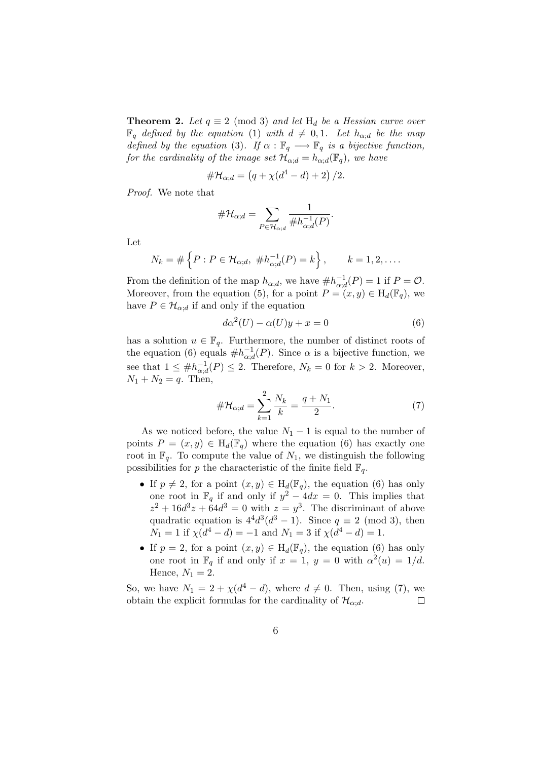**Theorem 2.** *Let $q \equiv 2 \pmod 3$ and let $\mathrm{H}_d$ be a Hessian curve over $\mathbb{F}_q$ defined by the equation* (1) *with $d \neq 0, 1$. Let $h_{\alpha;d}$ be the map defined by the equation* (3). *If $\alpha : \mathbb{F}_q \longrightarrow \mathbb{F}_q$ is a bijective function, for the cardinality of the image set $\mathcal{H}_{\alpha;d} = h_{\alpha;d}(\mathbb{F}_q)$, we have*

$$\#\mathcal{H}_{\alpha;d} = \left(q + \chi(d^4 - d) + 2\right)/2.$$

*Proof.* We note that

$$\#\mathcal{H}_{\alpha;d} = \sum_{P \in \mathcal{H}_{\alpha;d}} \frac{1}{\#h_{\alpha;d}^{-1}(P)}.$$

Let

$$N_k = \#\left\{P : P \in \mathcal{H}_{\alpha;d},\ \#h_{\alpha;d}^{-1}(P) = k\right\}, \qquad k = 1, 2, \ldots.$$

From the definition of the map $h_{\alpha;d}$, we have $\#h_{\alpha;d}^{-1}(P) = 1$ if $P = \mathcal{O}$. Moreover, from the equation (5), for a point $P = (x, y) \in \mathrm{H}_d(\mathbb{F}_q)$, we have $P \in \mathcal{H}_{\alpha;d}$ if and only if the equation

$$d\alpha^2(U) - \alpha(U)y + x = 0 \tag{6}$$

has a solution $u \in \mathbb{F}_q$. Furthermore, the number of distinct roots of the equation (6) equals $\#h_{\alpha;d}^{-1}(P)$. Since $\alpha$ is a bijective function, we see that $1 \leq \#h_{\alpha;d}^{-1}(P) \leq 2$. Therefore, $N_k = 0$ for $k > 2$. Moreover, $N_1 + N_2 = q$. Then,

$$\#\mathcal{H}_{\alpha;d} = \sum_{k=1}^{2} \frac{N_k}{k} = \frac{q + N_1}{2}. \tag{7}$$

As we noticed before, the value $N_1 - 1$ is equal to the number of points $P = (x, y) \in \mathrm{H}_d(\mathbb{F}_q)$ where the equation (6) has exactly one root in $\mathbb{F}_q$. To compute the value of $N_1$, we distinguish the following possibilities for $p$ the characteristic of the finite field $\mathbb{F}_q$.

- If $p \neq 2$, for a point $(x, y) \in \mathrm{H}_d(\mathbb{F}_q)$, the equation (6) has only one root in $\mathbb{F}_q$ if and only if $y^2 - 4dx = 0$. This implies that $z^2 + 16d^3z + 64d^3 = 0$ with $z = y^3$. The discriminant of above quadratic equation is $4^4d^3(d^3 - 1)$. Since $q \equiv 2 \pmod 3$, then $N_1 = 1$ if $\chi(d^4 - d) = -1$ and $N_1 = 3$ if $\chi(d^4 - d) = 1$.
- If $p = 2$, for a point $(x, y) \in \mathrm{H}_d(\mathbb{F}_q)$, the equation (6) has only one root in $\mathbb{F}_q$ if and only if $x = 1$, $y = 0$ with $\alpha^2(u) = 1/d$. Hence, $N_1 = 2$.

So, we have $N_1 = 2 + \chi(d^4 - d)$, where $d \neq 0$. Then, using (7), we obtain the explicit formulas for the cardinality of $\mathcal{H}_{\alpha;d}$. $\square$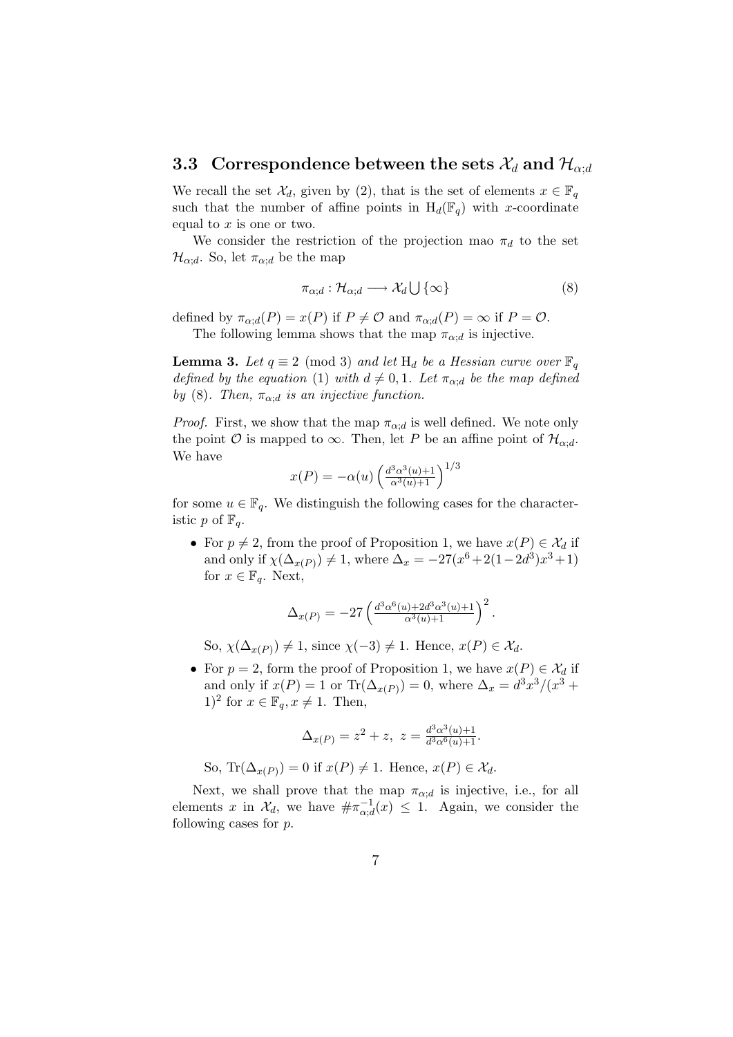### 3.3 Correspondence between the sets $\mathcal{X}_d$ and $\mathcal{H}_{\alpha;d}$

We recall the set $\mathcal{X}_d$, given by (2), that is the set of elements $x \in \mathbb{F}_q$ such that the number of affine points in $\mathrm{H}_d(\mathbb{F}_q)$ with $x$-coordinate equal to $x$ is one or two.

We consider the restriction of the projection mao $\pi_d$ to the set $\mathcal{H}_{\alpha;d}$. So, let $\pi_{\alpha;d}$ be the map

$$\pi_{\alpha;d} : \mathcal{H}_{\alpha;d} \longrightarrow \mathcal{X}_d \bigcup \{\infty\} \tag{8}$$

defined by $\pi_{\alpha;d}(P) = x(P)$ if $P \neq \mathcal{O}$ and $\pi_{\alpha;d}(P) = \infty$ if $P = \mathcal{O}$.

The following lemma shows that the map $\pi_{\alpha;d}$ is injective.

**Lemma 3.** *Let* $q \equiv 2 \pmod 3$ *and let* $\mathrm{H}_d$ *be a Hessian curve over* $\mathbb{F}_q$ *defined by the equation* (1) *with* $d \neq 0, 1$. *Let* $\pi_{\alpha;d}$ *be the map defined by* (8). *Then,* $\pi_{\alpha;d}$ *is an injective function.*

*Proof.* First, we show that the map $\pi_{\alpha;d}$ is well defined. We note only the point $\mathcal{O}$ is mapped to $\infty$. Then, let $P$ be an affine point of $\mathcal{H}_{\alpha;d}$. We have

$$x(P) = -\alpha(u)\left(\tfrac{d^3\alpha^3(u)+1}{\alpha^3(u)+1}\right)^{1/3}$$

for some $u \in \mathbb{F}_q$. We distinguish the following cases for the characteristic $p$ of $\mathbb{F}_q$.

- For $p \neq 2$, from the proof of Proposition 1, we have $x(P) \in \mathcal{X}_d$ if and only if $\chi(\Delta_{x(P)}) \neq 1$, where $\Delta_x = -27(x^6 + 2(1-2d^3)x^3 + 1)$ for $x \in \mathbb{F}_q$. Next,

$$\Delta_{x(P)} = -27\left(\tfrac{d^3\alpha^6(u)+2d^3\alpha^3(u)+1}{\alpha^3(u)+1}\right)^2.$$

  So, $\chi(\Delta_{x(P)}) \neq 1$, since $\chi(-3) \neq 1$. Hence, $x(P) \in \mathcal{X}_d$.

- For $p = 2$, form the proof of Proposition 1, we have $x(P) \in \mathcal{X}_d$ if and only if $x(P) = 1$ or $\mathrm{Tr}(\Delta_{x(P)}) = 0$, where $\Delta_x = d^3x^3/(x^3 + 1)^2$ for $x \in \mathbb{F}_q, x \neq 1$. Then,

$$\Delta_{x(P)} = z^2 + z, \ z = \tfrac{d^3\alpha^3(u)+1}{d^3\alpha^6(u)+1}.$$

  So, $\mathrm{Tr}(\Delta_{x(P)}) = 0$ if $x(P) \neq 1$. Hence, $x(P) \in \mathcal{X}_d$.

Next, we shall prove that the map $\pi_{\alpha;d}$ is injective, i.e., for all elements $x$ in $\mathcal{X}_d$, we have $\#\pi_{\alpha;d}^{-1}(x) \leq 1$. Again, we consider the following cases for $p$.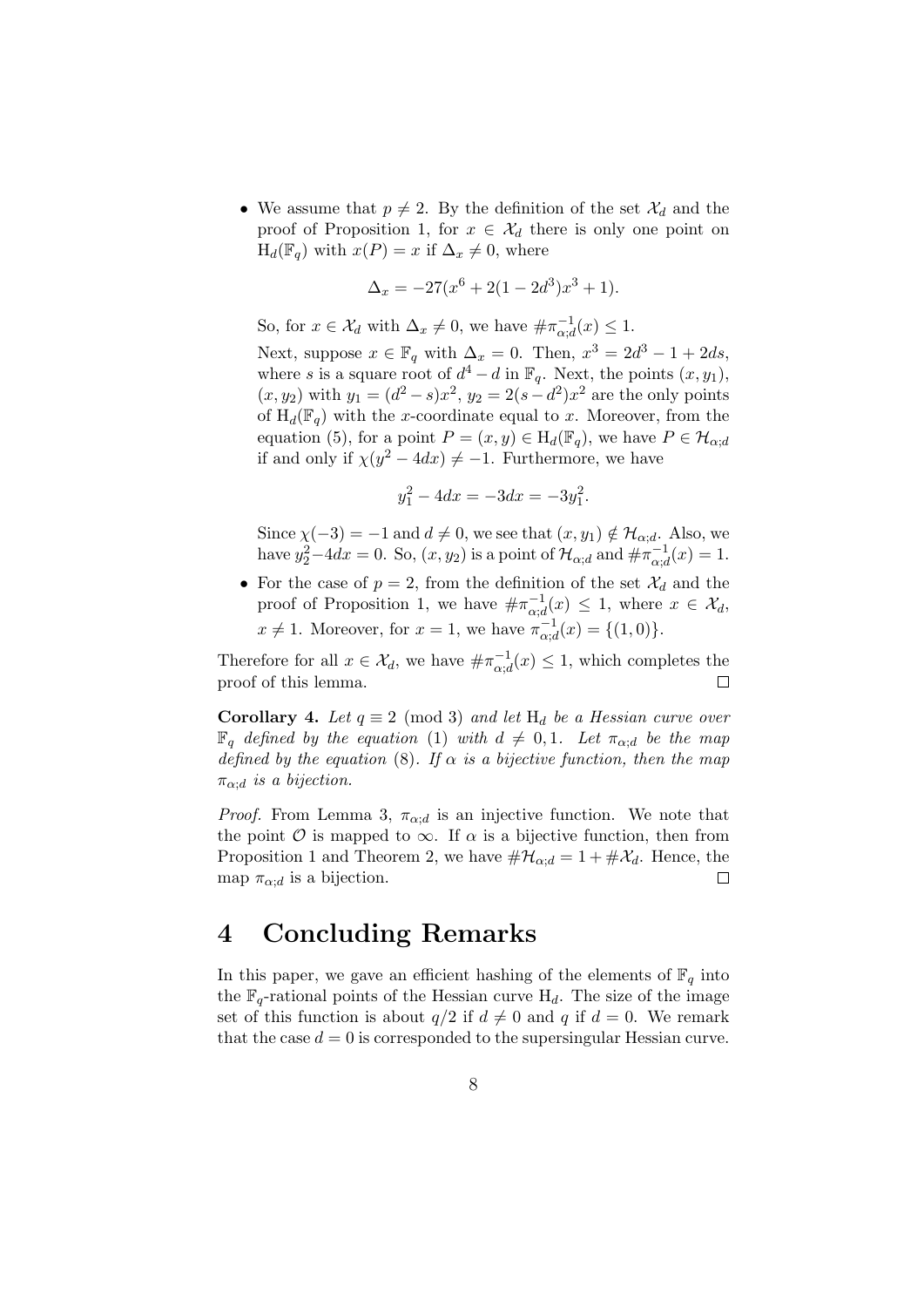- We assume that $p \neq 2$. By the definition of the set $\mathcal{X}_d$ and the proof of Proposition 1, for $x \in \mathcal{X}_d$ there is only one point on $\mathrm{H}_d(\mathbb{F}_q)$ with $x(P) = x$ if $\Delta_x \neq 0$, where

  $$\Delta_x = -27(x^6 + 2(1 - 2d^3)x^3 + 1).$$

  So, for $x \in \mathcal{X}_d$ with $\Delta_x \neq 0$, we have $\#\pi_{\alpha;d}^{-1}(x) \leq 1$.

  Next, suppose $x \in \mathbb{F}_q$ with $\Delta_x = 0$. Then, $x^3 = 2d^3 - 1 + 2ds$, where $s$ is a square root of $d^4 - d$ in $\mathbb{F}_q$. Next, the points $(x, y_1)$, $(x, y_2)$ with $y_1 = (d^2 - s)x^2$, $y_2 = 2(s - d^2)x^2$ are the only points of $\mathrm{H}_d(\mathbb{F}_q)$ with the $x$-coordinate equal to $x$. Moreover, from the equation (5), for a point $P = (x, y) \in \mathrm{H}_d(\mathbb{F}_q)$, we have $P \in \mathcal{H}_{\alpha;d}$ if and only if $\chi(y^2 - 4dx) \neq -1$. Furthermore, we have

  $$y_1^2 - 4dx = -3dx = -3y_1^2.$$

  Since $\chi(-3) = -1$ and $d \neq 0$, we see that $(x, y_1) \notin \mathcal{H}_{\alpha;d}$. Also, we have $y_2^2 - 4dx = 0$. So, $(x, y_2)$ is a point of $\mathcal{H}_{\alpha;d}$ and $\#\pi_{\alpha;d}^{-1}(x) = 1$.

- For the case of $p = 2$, from the definition of the set $\mathcal{X}_d$ and the proof of Proposition 1, we have $\#\pi_{\alpha;d}^{-1}(x) \leq 1$, where $x \in \mathcal{X}_d$, $x \neq 1$. Moreover, for $x = 1$, we have $\pi_{\alpha;d}^{-1}(x) = \{(1, 0)\}$.

Therefore for all $x \in \mathcal{X}_d$, we have $\#\pi_{\alpha;d}^{-1}(x) \leq 1$, which completes the proof of this lemma. □

**Corollary 4.** *Let $q \equiv 2 \pmod 3$ and let $\mathrm{H}_d$ be a Hessian curve over $\mathbb{F}_q$ defined by the equation (1) with $d \neq 0, 1$. Let $\pi_{\alpha;d}$ be the map defined by the equation (8). If $\alpha$ is a bijective function, then the map $\pi_{\alpha;d}$ is a bijection.*

*Proof.* From Lemma 3, $\pi_{\alpha;d}$ is an injective function. We note that the point $\mathcal{O}$ is mapped to $\infty$. If $\alpha$ is a bijective function, then from Proposition 1 and Theorem 2, we have $\#\mathcal{H}_{\alpha;d} = 1 + \#\mathcal{X}_d$. Hence, the map $\pi_{\alpha;d}$ is a bijection. □

# 4 Concluding Remarks

In this paper, we gave an efficient hashing of the elements of $\mathbb{F}_q$ into the $\mathbb{F}_q$-rational points of the Hessian curve $\mathrm{H}_d$. The size of the image set of this function is about $q/2$ if $d \neq 0$ and $q$ if $d = 0$. We remark that the case $d = 0$ is corresponded to the supersingular Hessian curve.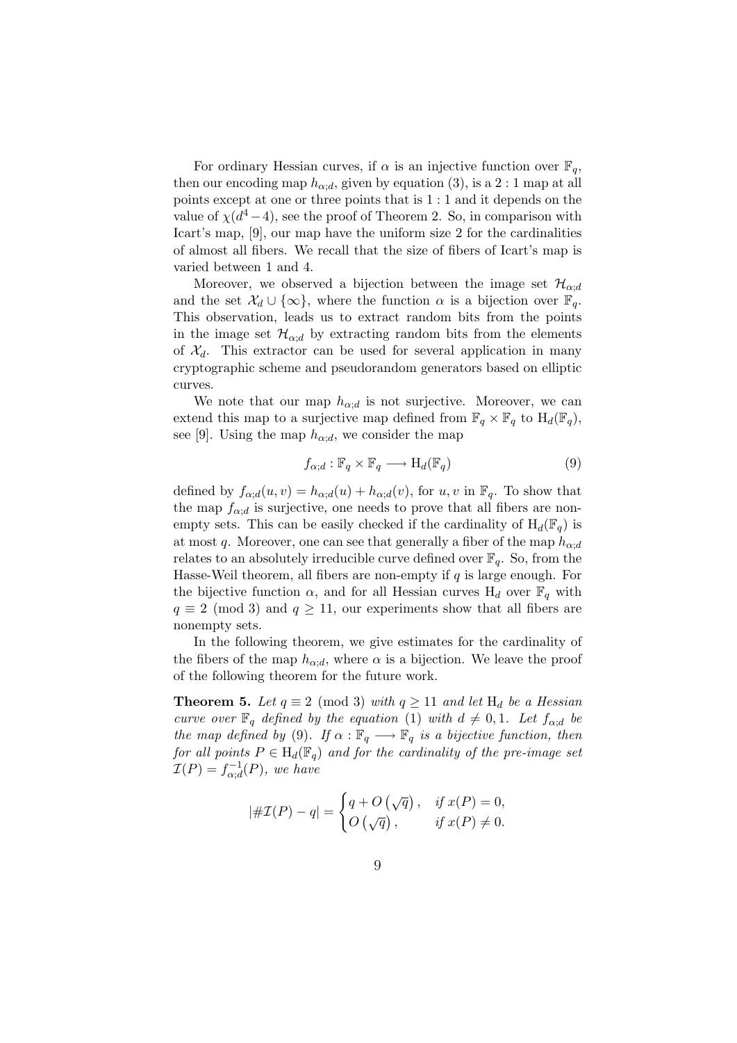For ordinary Hessian curves, if $\alpha$ is an injective function over $\mathbb{F}_q$, then our encoding map $h_{\alpha;d}$, given by equation (3), is a $2:1$ map at all points except at one or three points that is $1:1$ and it depends on the value of $\chi(d^4-4)$, see the proof of Theorem 2. So, in comparison with Icart's map, [9], our map have the uniform size 2 for the cardinalities of almost all fibers. We recall that the size of fibers of Icart's map is varied between 1 and 4.

Moreover, we observed a bijection between the image set $\mathcal{H}_{\alpha;d}$ and the set $\mathcal{X}_d \cup \{\infty\}$, where the function $\alpha$ is a bijection over $\mathbb{F}_q$. This observation, leads us to extract random bits from the points in the image set $\mathcal{H}_{\alpha;d}$ by extracting random bits from the elements of $\mathcal{X}_d$. This extractor can be used for several application in many cryptographic scheme and pseudorandom generators based on elliptic curves.

We note that our map $h_{\alpha;d}$ is not surjective. Moreover, we can extend this map to a surjective map defined from $\mathbb{F}_q \times \mathbb{F}_q$ to $\mathrm{H}_d(\mathbb{F}_q)$, see [9]. Using the map $h_{\alpha;d}$, we consider the map

$$f_{\alpha;d} : \mathbb{F}_q \times \mathbb{F}_q \longrightarrow \mathrm{H}_d(\mathbb{F}_q) \tag{9}$$

defined by $f_{\alpha;d}(u,v) = h_{\alpha;d}(u) + h_{\alpha;d}(v)$, for $u, v$ in $\mathbb{F}_q$. To show that the map $f_{\alpha;d}$ is surjective, one needs to prove that all fibers are non-empty sets. This can be easily checked if the cardinality of $\mathrm{H}_d(\mathbb{F}_q)$ is at most $q$. Moreover, one can see that generally a fiber of the map $h_{\alpha;d}$ relates to an absolutely irreducible curve defined over $\mathbb{F}_q$. So, from the Hasse-Weil theorem, all fibers are non-empty if $q$ is large enough. For the bijective function $\alpha$, and for all Hessian curves $\mathrm{H}_d$ over $\mathbb{F}_q$ with $q \equiv 2 \pmod 3$ and $q \geq 11$, our experiments show that all fibers are nonempty sets.

In the following theorem, we give estimates for the cardinality of the fibers of the map $h_{\alpha;d}$, where $\alpha$ is a bijection. We leave the proof of the following theorem for the future work.

**Theorem 5.** *Let $q \equiv 2 \pmod 3$ with $q \geq 11$ and let $\mathrm{H}_d$ be a Hessian curve over $\mathbb{F}_q$ defined by the equation (1) with $d \neq 0, 1$. Let $f_{\alpha;d}$ be the map defined by (9). If $\alpha : \mathbb{F}_q \longrightarrow \mathbb{F}_q$ is a bijective function, then for all points $P \in \mathrm{H}_d(\mathbb{F}_q)$ and for the cardinality of the pre-image set $\mathcal{I}(P) = f_{\alpha;d}^{-1}(P)$, we have*

$$|\#\mathcal{I}(P) - q| = \begin{cases} q + O\left(\sqrt{q}\right), & \text{if } x(P) = 0, \\ O\left(\sqrt{q}\right), & \text{if } x(P) \neq 0. \end{cases}$$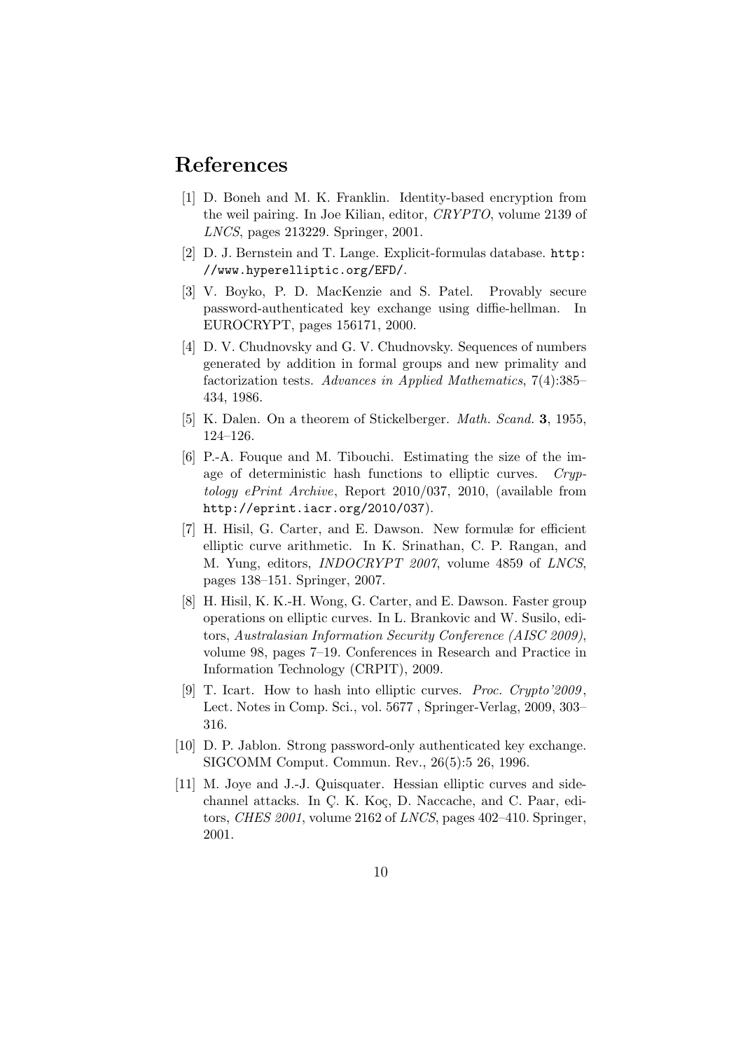# References

[1] D. Boneh and M. K. Franklin. Identity-based encryption from the weil pairing. In Joe Kilian, editor, *CRYPTO*, volume 2139 of *LNCS*, pages 213229. Springer, 2001.

[2] D. J. Bernstein and T. Lange. Explicit-formulas database. `http://www.hyperelliptic.org/EFD/`.

[3] V. Boyko, P. D. MacKenzie and S. Patel. Provably secure password-authenticated key exchange using diffie-hellman. In EUROCRYPT, pages 156171, 2000.

[4] D. V. Chudnovsky and G. V. Chudnovsky. Sequences of numbers generated by addition in formal groups and new primality and factorization tests. *Advances in Applied Mathematics*, 7(4):385–434, 1986.

[5] K. Dalen. On a theorem of Stickelberger. *Math. Scand.* **3**, 1955, 124–126.

[6] P.-A. Fouque and M. Tibouchi. Estimating the size of the image of deterministic hash functions to elliptic curves. *Cryptology ePrint Archive*, Report 2010/037, 2010, (available from `http://eprint.iacr.org/2010/037`).

[7] H. Hisil, G. Carter, and E. Dawson. New formulæ for efficient elliptic curve arithmetic. In K. Srinathan, C. P. Rangan, and M. Yung, editors, *INDOCRYPT 2007*, volume 4859 of *LNCS*, pages 138–151. Springer, 2007.

[8] H. Hisil, K. K.-H. Wong, G. Carter, and E. Dawson. Faster group operations on elliptic curves. In L. Brankovic and W. Susilo, editors, *Australasian Information Security Conference (AISC 2009)*, volume 98, pages 7–19. Conferences in Research and Practice in Information Technology (CRPIT), 2009.

[9] T. Icart. How to hash into elliptic curves. *Proc. Crypto'2009*, Lect. Notes in Comp. Sci., vol. 5677 , Springer-Verlag, 2009, 303–316.

[10] D. P. Jablon. Strong password-only authenticated key exchange. SIGCOMM Comput. Commun. Rev., 26(5):5 26, 1996.

[11] M. Joye and J.-J. Quisquater. Hessian elliptic curves and side-channel attacks. In Ç. K. Koç, D. Naccache, and C. Paar, editors, *CHES 2001*, volume 2162 of *LNCS*, pages 402–410. Springer, 2001.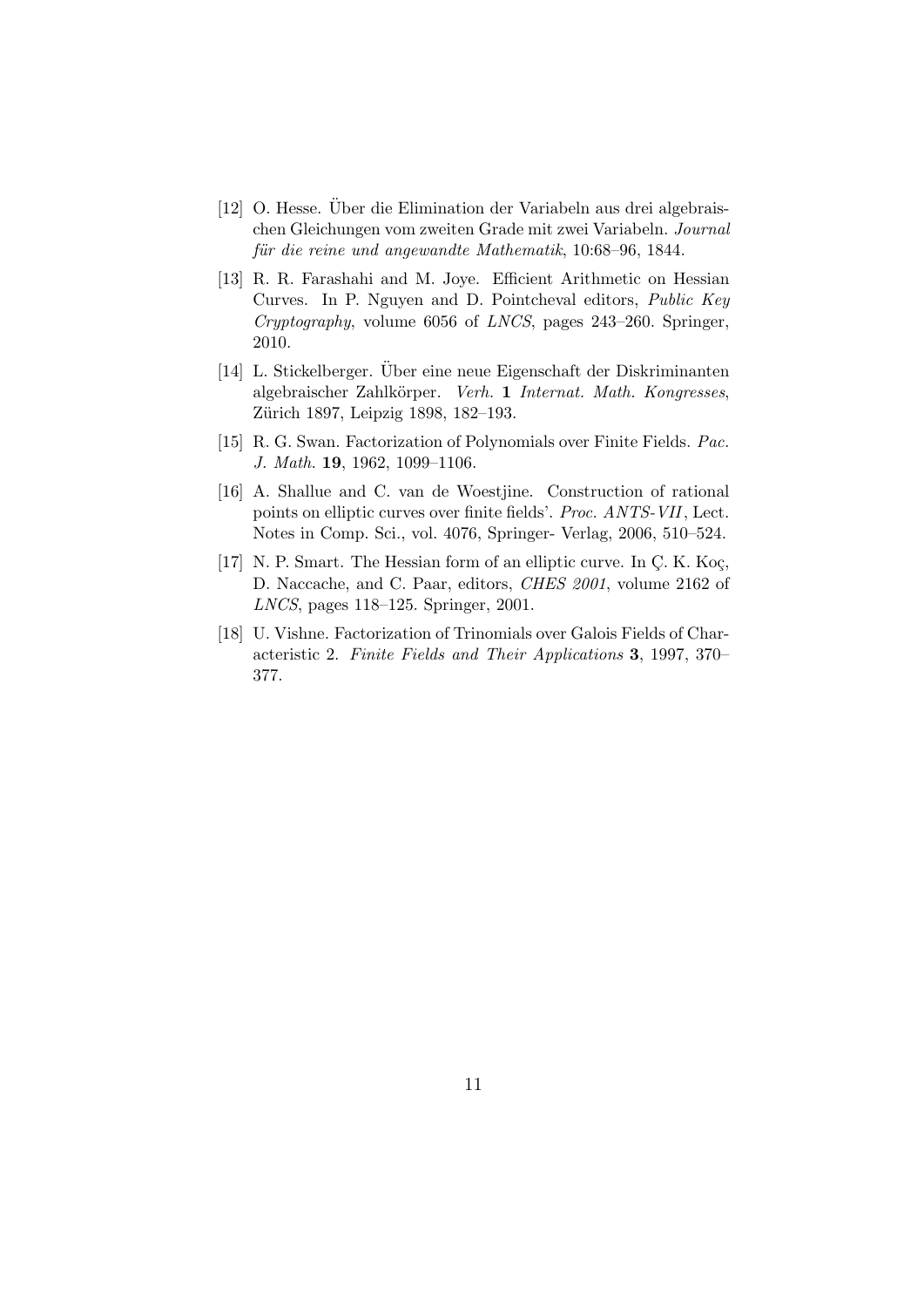[12] O. Hesse. Über die Elimination der Variabeln aus drei algebraischen Gleichungen vom zweiten Grade mit zwei Variabeln. *Journal für die reine und angewandte Mathematik*, 10:68–96, 1844.

[13] R. R. Farashahi and M. Joye. Efficient Arithmetic on Hessian Curves. In P. Nguyen and D. Pointcheval editors, *Public Key Cryptography*, volume 6056 of *LNCS*, pages 243–260. Springer, 2010.

[14] L. Stickelberger. Über eine neue Eigenschaft der Diskriminanten algebraischer Zahlkörper. *Verh.* **1** *Internat. Math. Kongresses*, Zürich 1897, Leipzig 1898, 182–193.

[15] R. G. Swan. Factorization of Polynomials over Finite Fields. *Pac. J. Math.* **19**, 1962, 1099–1106.

[16] A. Shallue and C. van de Woestjine. Construction of rational points on elliptic curves over finite fields'. *Proc. ANTS-VII*, Lect. Notes in Comp. Sci., vol. 4076, Springer- Verlag, 2006, 510–524.

[17] N. P. Smart. The Hessian form of an elliptic curve. In Ç. K. Koç, D. Naccache, and C. Paar, editors, *CHES 2001*, volume 2162 of *LNCS*, pages 118–125. Springer, 2001.

[18] U. Vishne. Factorization of Trinomials over Galois Fields of Characteristic 2. *Finite Fields and Their Applications* **3**, 1997, 370–377.